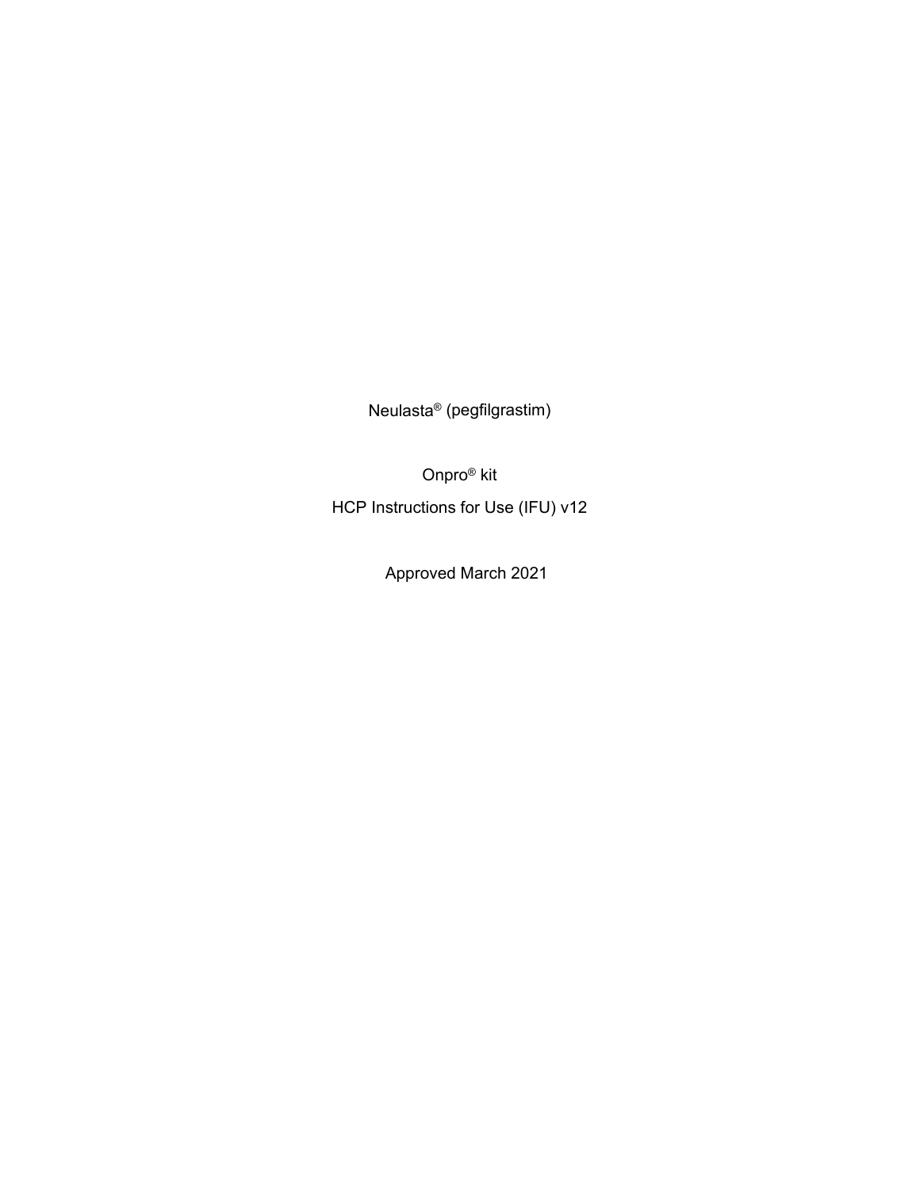Neulasta® (pegfilgrastim)

Onpro® kit

HCP Instructions for Use (IFU) v12

Approved March 2021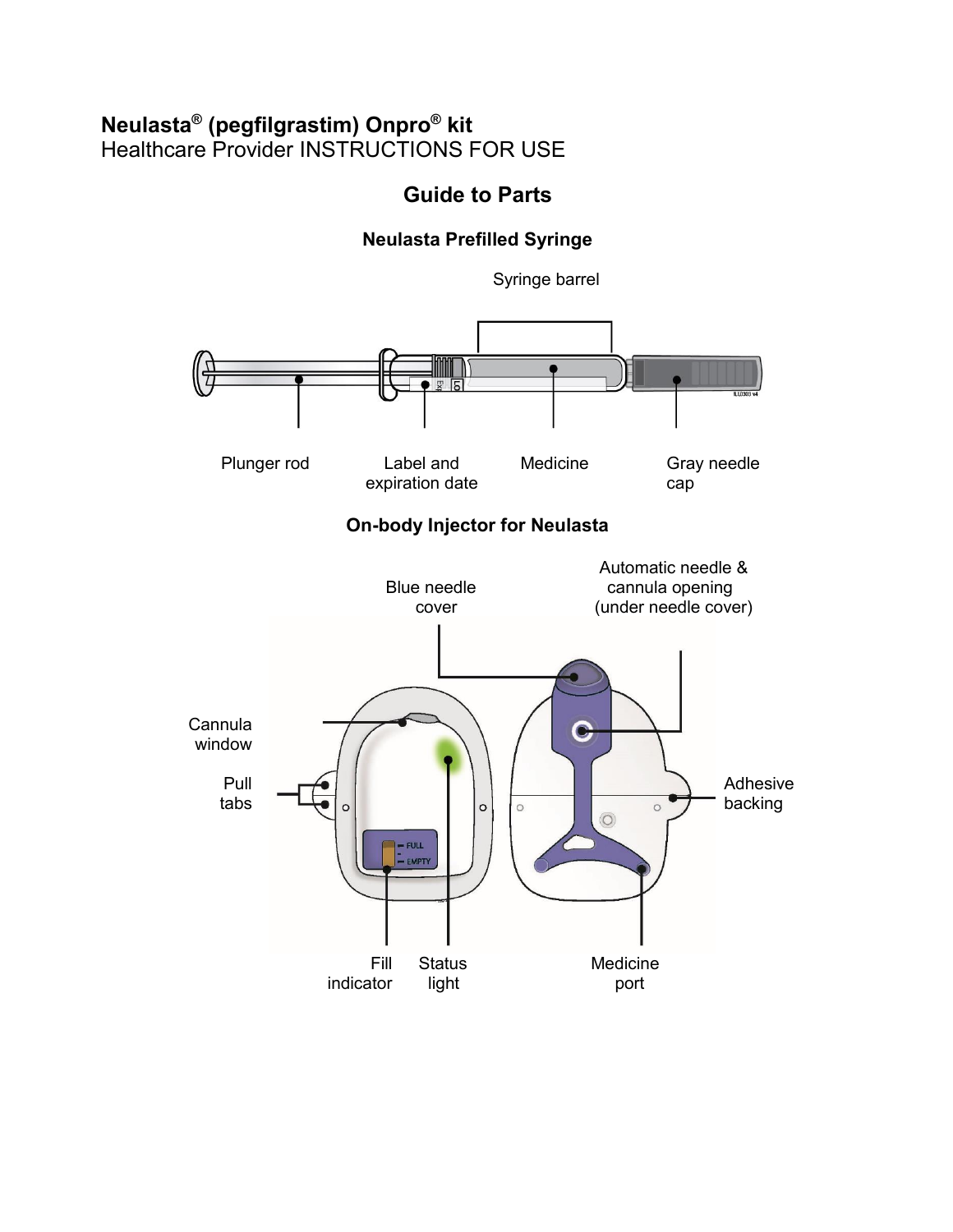**Neulasta® (pegfilgrastim) Onpro® kit**
Healthcare Provider INSTRUCTIONS FOR USE

## Guide to Parts

### Neulasta Prefilled Syringe

Syringe barrel

Plunger rod

Label and expiration date

Medicine

Gray needle cap

### On-body Injector for Neulasta

Blue needle cover

Automatic needle & cannula opening (under needle cover)

Cannula window

Pull tabs

Adhesive backing

Fill indicator

Status light

Medicine port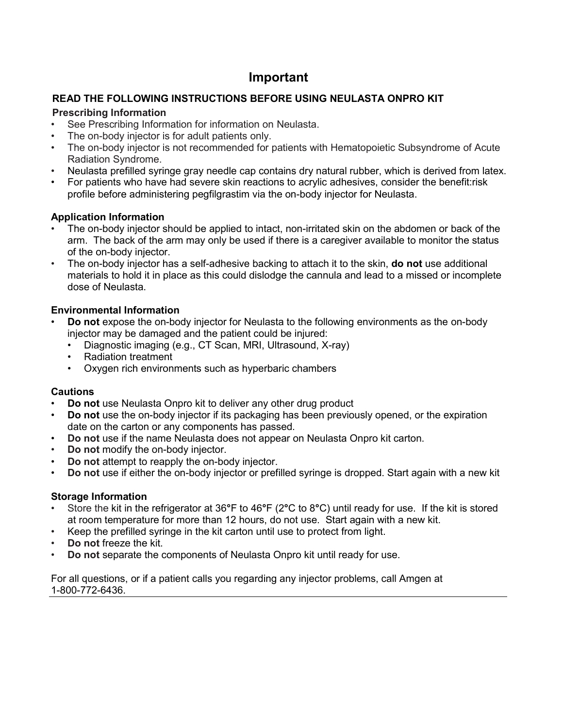# Important

## READ THE FOLLOWING INSTRUCTIONS BEFORE USING NEULASTA ONPRO KIT

### Prescribing Information

- See Prescribing Information for information on Neulasta.
- The on-body injector is for adult patients only.
- The on-body injector is not recommended for patients with Hematopoietic Subsyndrome of Acute Radiation Syndrome.
- Neulasta prefilled syringe gray needle cap contains dry natural rubber, which is derived from latex.
- For patients who have had severe skin reactions to acrylic adhesives, consider the benefit:risk profile before administering pegfilgrastim via the on-body injector for Neulasta.

### Application Information

- The on-body injector should be applied to intact, non-irritated skin on the abdomen or back of the arm. The back of the arm may only be used if there is a caregiver available to monitor the status of the on-body injector.
- The on-body injector has a self-adhesive backing to attach it to the skin, **do not** use additional materials to hold it in place as this could dislodge the cannula and lead to a missed or incomplete dose of Neulasta.

### Environmental Information

- **Do not** expose the on-body injector for Neulasta to the following environments as the on-body injector may be damaged and the patient could be injured:
  - Diagnostic imaging (e.g., CT Scan, MRI, Ultrasound, X-ray)
  - Radiation treatment
  - Oxygen rich environments such as hyperbaric chambers

### Cautions

- **Do not** use Neulasta Onpro kit to deliver any other drug product
- **Do not** use the on-body injector if its packaging has been previously opened, or the expiration date on the carton or any components has passed.
- **Do not** use if the name Neulasta does not appear on Neulasta Onpro kit carton.
- **Do not** modify the on-body injector.
- **Do not** attempt to reapply the on-body injector.
- **Do not** use if either the on-body injector or prefilled syringe is dropped. Start again with a new kit

### Storage Information

- Store the kit in the refrigerator at 36°F to 46°F (2°C to 8°C) until ready for use. If the kit is stored at room temperature for more than 12 hours, do not use. Start again with a new kit.
- Keep the prefilled syringe in the kit carton until use to protect from light.
- **Do not** freeze the kit.
- **Do not** separate the components of Neulasta Onpro kit until ready for use.

For all questions, or if a patient calls you regarding any injector problems, call Amgen at 1-800-772-6436.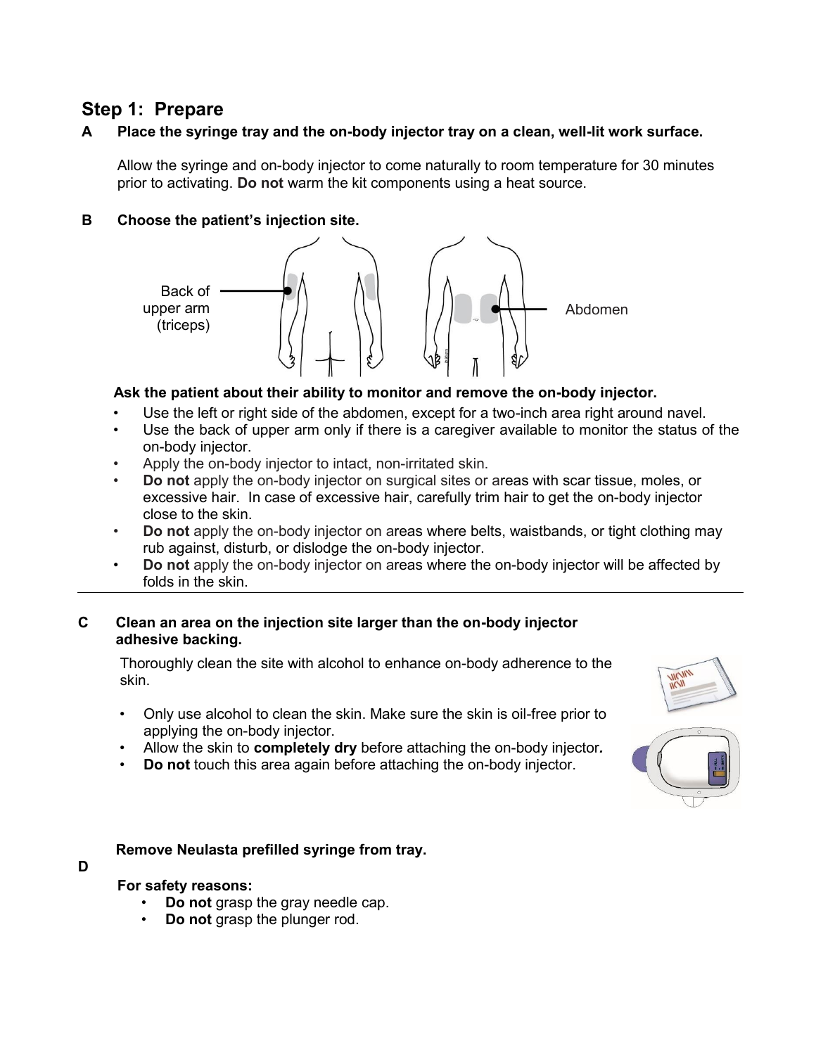## Step 1: Prepare

**A Place the syringe tray and the on-body injector tray on a clean, well-lit work surface.**

Allow the syringe and on-body injector to come naturally to room temperature for 30 minutes prior to activating. **Do not** warm the kit components using a heat source.

**B Choose the patient's injection site.**

Back of upper arm (triceps)

Abdomen

**Ask the patient about their ability to monitor and remove the on-body injector.**

- Use the left or right side of the abdomen, except for a two-inch area right around navel.
- Use the back of upper arm only if there is a caregiver available to monitor the status of the on-body injector.
- Apply the on-body injector to intact, non-irritated skin.
- **Do not** apply the on-body injector on surgical sites or areas with scar tissue, moles, or excessive hair. In case of excessive hair, carefully trim hair to get the on-body injector close to the skin.
- **Do not** apply the on-body injector on areas where belts, waistbands, or tight clothing may rub against, disturb, or dislodge the on-body injector.
- **Do not** apply the on-body injector on areas where the on-body injector will be affected by folds in the skin.

---

**C Clean an area on the injection site larger than the on-body injector adhesive backing.**

Thoroughly clean the site with alcohol to enhance on-body adherence to the skin.

- Only use alcohol to clean the skin. Make sure the skin is oil-free prior to applying the on-body injector.
- Allow the skin to **completely dry** before attaching the on-body injector**.**
- **Do not** touch this area again before attaching the on-body injector.

**D Remove Neulasta prefilled syringe from tray.**

**For safety reasons:**

- **Do not** grasp the gray needle cap.
- **Do not** grasp the plunger rod.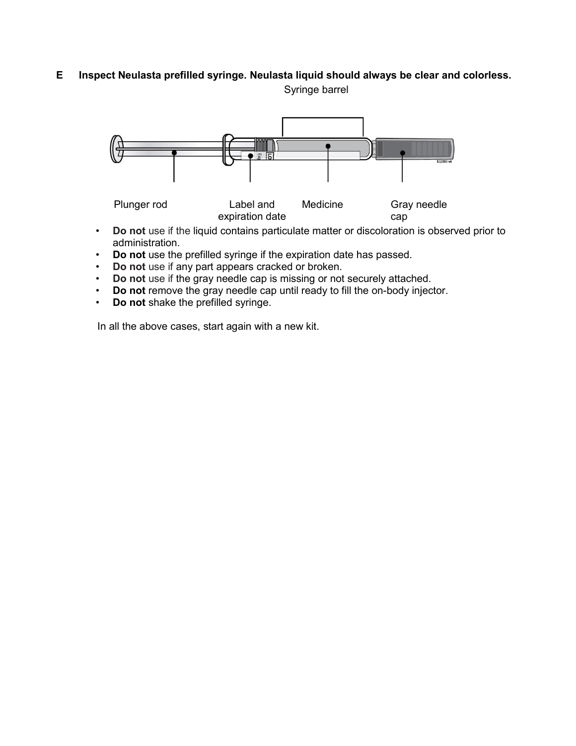**E Inspect Neulasta prefilled syringe. Neulasta liquid should always be clear and colorless.**

Syringe barrel

Plunger rod | Label and expiration date | Medicine | Gray needle cap

- **Do not** use if the liquid contains particulate matter or discoloration is observed prior to administration.
- **Do not** use the prefilled syringe if the expiration date has passed.
- **Do not** use if any part appears cracked or broken.
- **Do not** use if the gray needle cap is missing or not securely attached.
- **Do not** remove the gray needle cap until ready to fill the on-body injector.
- **Do not** shake the prefilled syringe.

In all the above cases, start again with a new kit.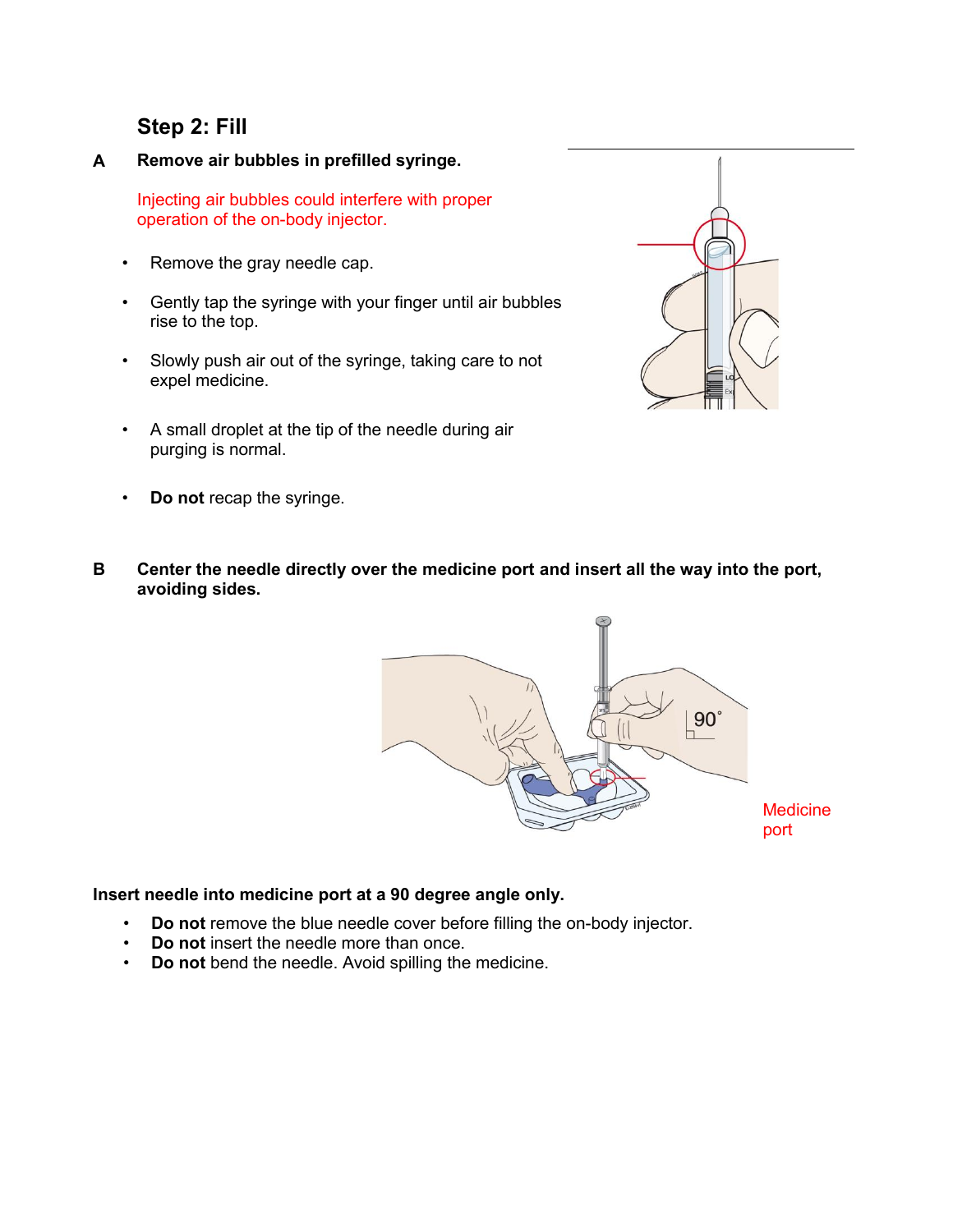## Step 2: Fill

**A Remove air bubbles in prefilled syringe.**

Injecting air bubbles could interfere with proper operation of the on-body injector.

- Remove the gray needle cap.
- Gently tap the syringe with your finger until air bubbles rise to the top.
- Slowly push air out of the syringe, taking care to not expel medicine.
- A small droplet at the tip of the needle during air purging is normal.
- **Do not** recap the syringe.

**B Center the needle directly over the medicine port and insert all the way into the port, avoiding sides.**

90˚

Medicine port

**Insert needle into medicine port at a 90 degree angle only.**

- **Do not** remove the blue needle cover before filling the on-body injector.
- **Do not** insert the needle more than once.
- **Do not** bend the needle. Avoid spilling the medicine.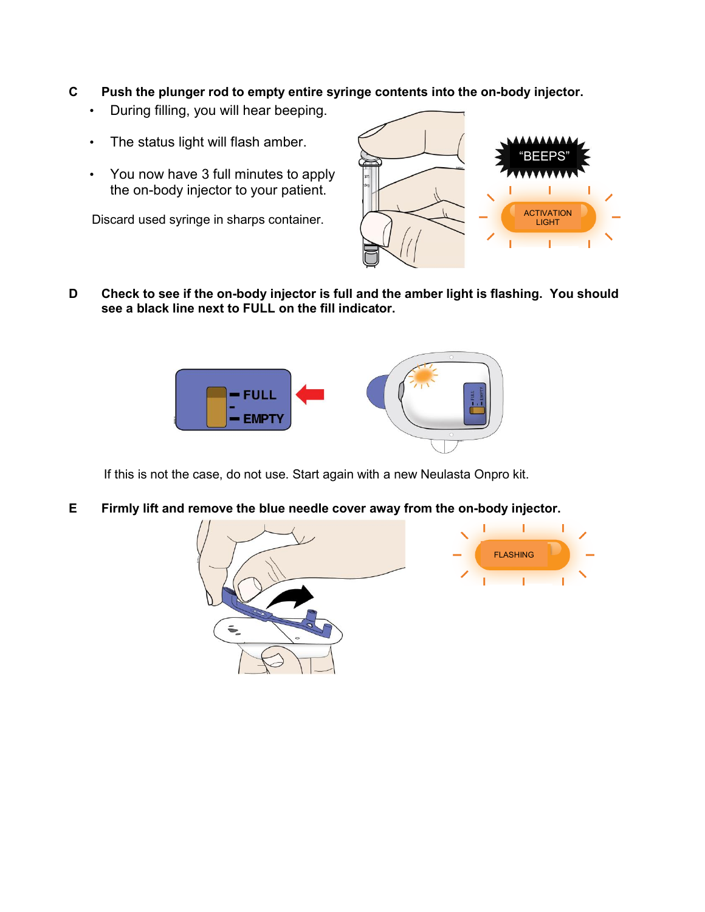**C Push the plunger rod to empty entire syringe contents into the on-body injector.**

- During filling, you will hear beeping.
- The status light will flash amber.
- You now have 3 full minutes to apply the on-body injector to your patient.

Discard used syringe in sharps container.

**D Check to see if the on-body injector is full and the amber light is flashing. You should see a black line next to FULL on the fill indicator.**

If this is not the case, do not use. Start again with a new Neulasta Onpro kit.

**E Firmly lift and remove the blue needle cover away from the on-body injector.**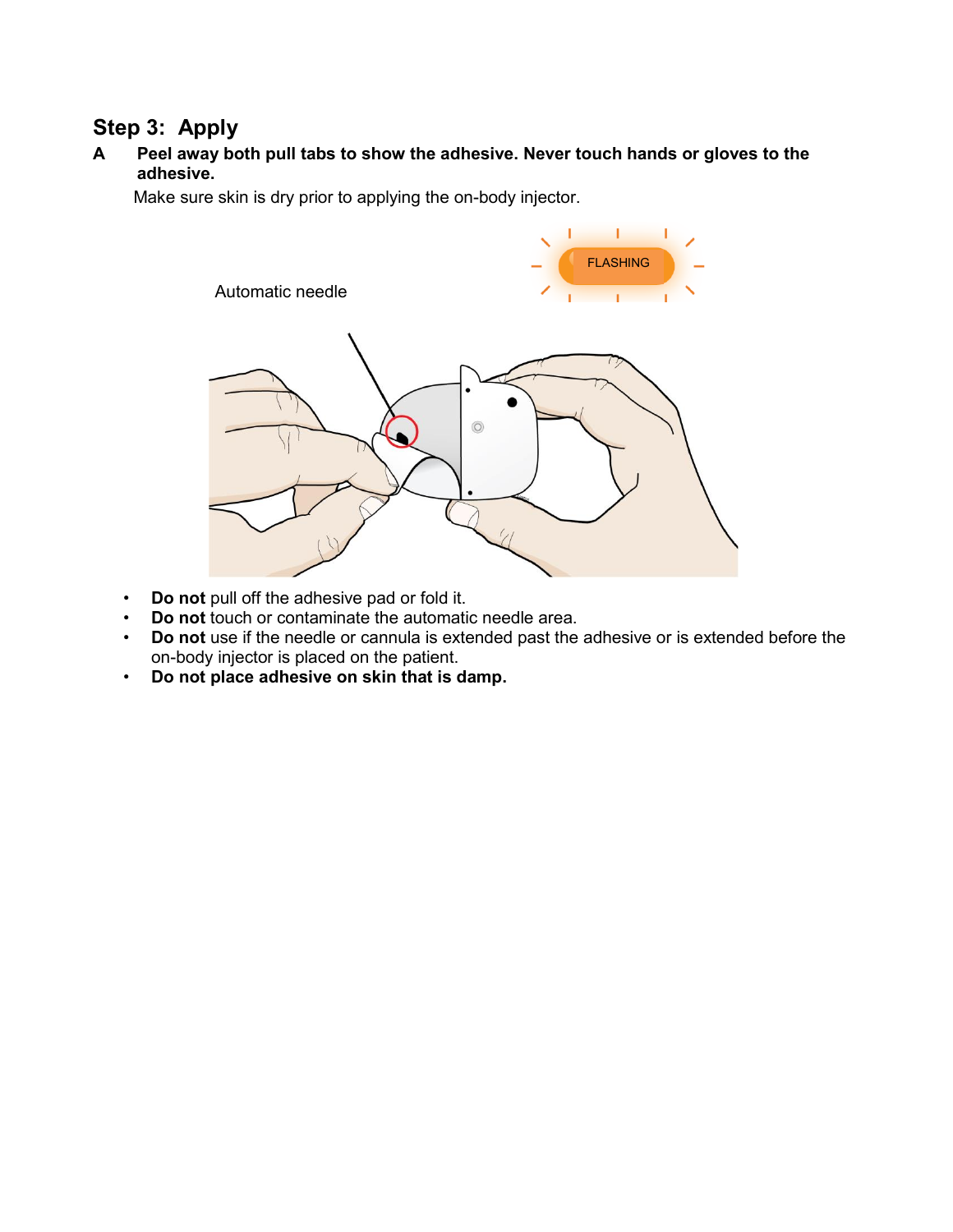## Step 3: Apply

**A Peel away both pull tabs to show the adhesive. Never touch hands or gloves to the adhesive.**

Make sure skin is dry prior to applying the on-body injector.

FLASHING

Automatic needle

- **Do not** pull off the adhesive pad or fold it.
- **Do not** touch or contaminate the automatic needle area.
- **Do not** use if the needle or cannula is extended past the adhesive or is extended before the on-body injector is placed on the patient.
- **Do not place adhesive on skin that is damp.**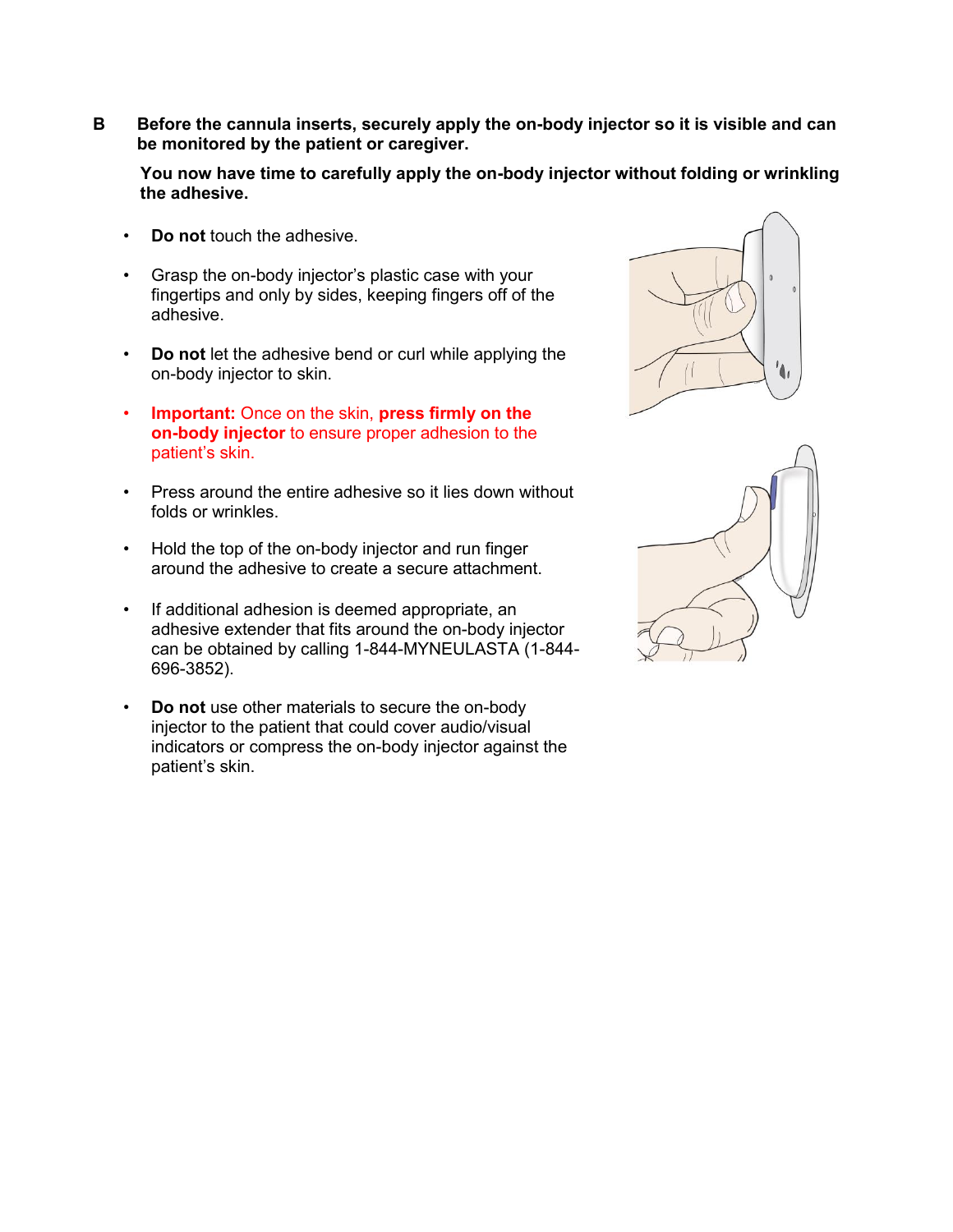**B Before the cannula inserts, securely apply the on-body injector so it is visible and can be monitored by the patient or caregiver.**

**You now have time to carefully apply the on-body injector without folding or wrinkling the adhesive.**

- **Do not** touch the adhesive.
- Grasp the on-body injector's plastic case with your fingertips and only by sides, keeping fingers off of the adhesive.
- **Do not** let the adhesive bend or curl while applying the on-body injector to skin.
- **Important:** Once on the skin, **press firmly on the on-body injector** to ensure proper adhesion to the patient's skin.
- Press around the entire adhesive so it lies down without folds or wrinkles.
- Hold the top of the on-body injector and run finger around the adhesive to create a secure attachment.
- If additional adhesion is deemed appropriate, an adhesive extender that fits around the on-body injector can be obtained by calling 1-844-MYNEULASTA (1-844-696-3852).
- **Do not** use other materials to secure the on-body injector to the patient that could cover audio/visual indicators or compress the on-body injector against the patient's skin.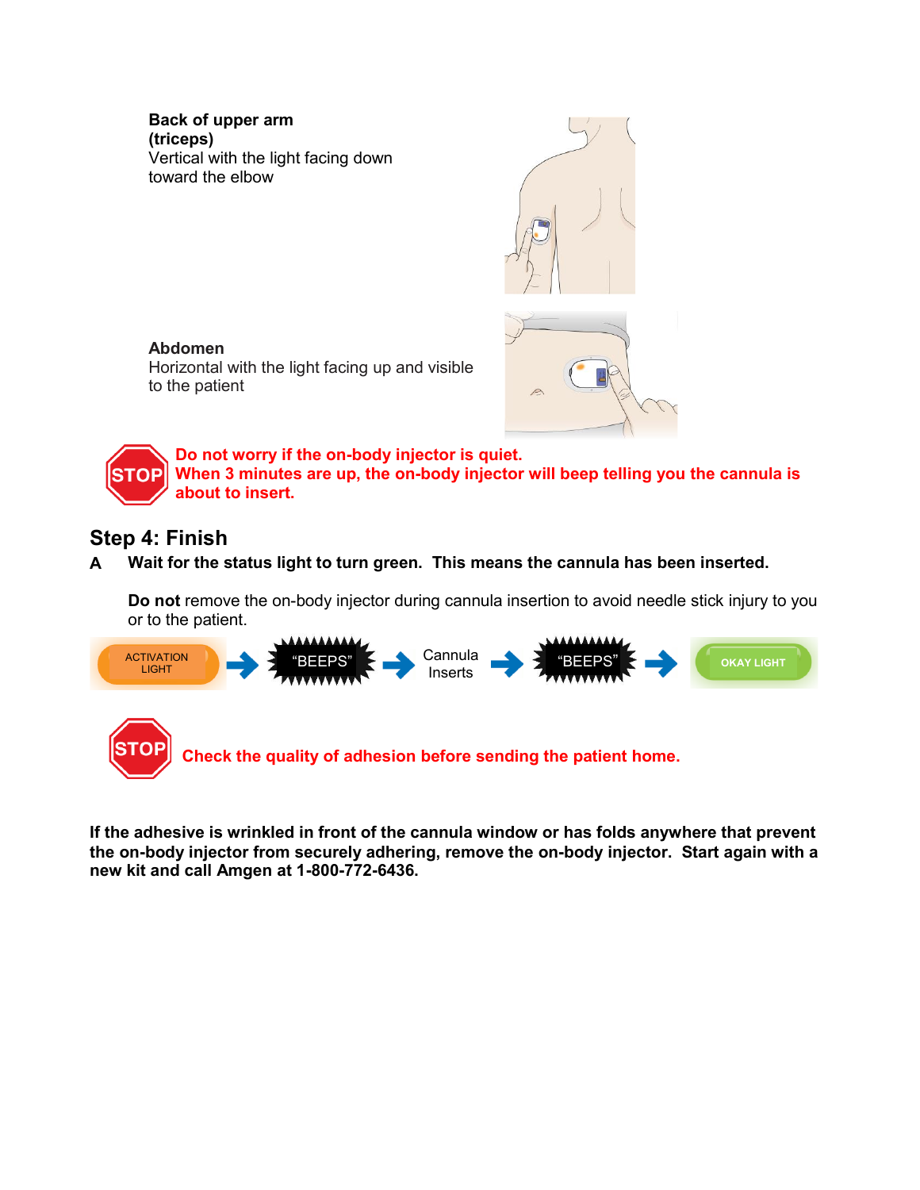**Back of upper arm (triceps)**
Vertical with the light facing down toward the elbow

**Abdomen**
Horizontal with the light facing up and visible to the patient

STOP **Do not worry if the on-body injector is quiet. When 3 minutes are up, the on-body injector will beep telling you the cannula is about to insert.**

## Step 4: Finish

**A Wait for the status light to turn green. This means the cannula has been inserted.**

**Do not** remove the on-body injector during cannula insertion to avoid needle stick injury to you or to the patient.

ACTIVATION LIGHT → "BEEPS" → Cannula Inserts → "BEEPS" → OKAY LIGHT

STOP **Check the quality of adhesion before sending the patient home.**

**If the adhesive is wrinkled in front of the cannula window or has folds anywhere that prevent the on-body injector from securely adhering, remove the on-body injector. Start again with a new kit and call Amgen at 1-800-772-6436.**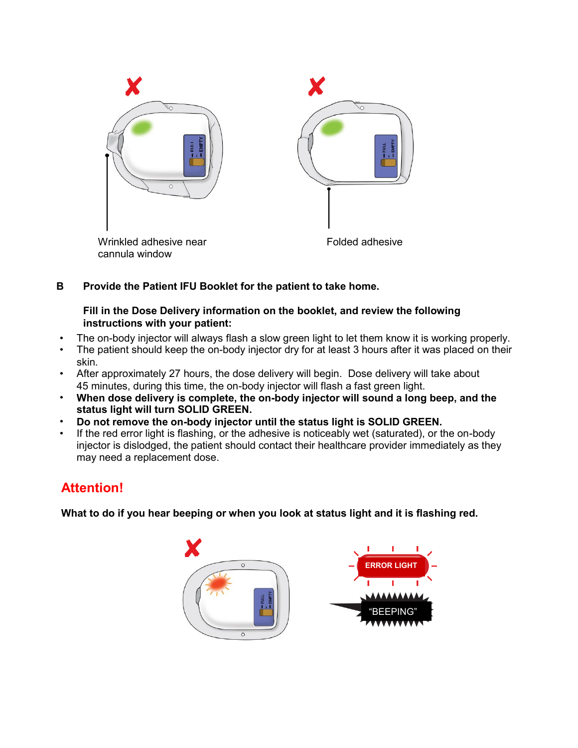Wrinkled adhesive near cannula window

Folded adhesive

**B Provide the Patient IFU Booklet for the patient to take home.**

**Fill in the Dose Delivery information on the booklet, and review the following instructions with your patient:**

- The on-body injector will always flash a slow green light to let them know it is working properly.
- The patient should keep the on-body injector dry for at least 3 hours after it was placed on their skin.
- After approximately 27 hours, the dose delivery will begin. Dose delivery will take about 45 minutes, during this time, the on-body injector will flash a fast green light.
- **When dose delivery is complete, the on-body injector will sound a long beep, and the status light will turn SOLID GREEN.**
- **Do not remove the on-body injector until the status light is SOLID GREEN.**
- If the red error light is flashing, or the adhesive is noticeably wet (saturated), or the on-body injector is dislodged, the patient should contact their healthcare provider immediately as they may need a replacement dose.

## Attention!

**What to do if you hear beeping or when you look at status light and it is flashing red.**

ERROR LIGHT

"BEEPING"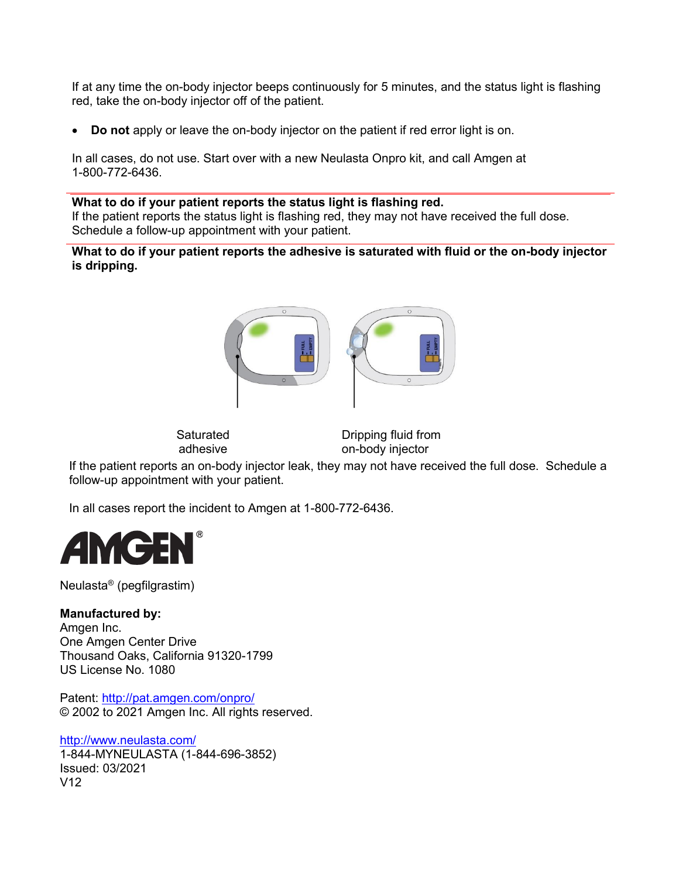If at any time the on-body injector beeps continuously for 5 minutes, and the status light is flashing red, take the on-body injector off of the patient.

- **Do not** apply or leave the on-body injector on the patient if red error light is on.

In all cases, do not use. Start over with a new Neulasta Onpro kit, and call Amgen at 1-800-772-6436.

---

**What to do if your patient reports the status light is flashing red.**
If the patient reports the status light is flashing red, they may not have received the full dose. Schedule a follow-up appointment with your patient.

---

**What to do if your patient reports the adhesive is saturated with fluid or the on-body injector is dripping.**

Saturated adhesive

Dripping fluid from on-body injector

If the patient reports an on-body injector leak, they may not have received the full dose. Schedule a follow-up appointment with your patient.

In all cases report the incident to Amgen at 1-800-772-6436.

AMGEN®

Neulasta® (pegfilgrastim)

**Manufactured by:**
Amgen Inc.
One Amgen Center Drive
Thousand Oaks, California 91320-1799
US License No. 1080

Patent: http://pat.amgen.com/onpro/
© 2002 to 2021 Amgen Inc. All rights reserved.

http://www.neulasta.com/
1-844-MYNEULASTA (1-844-696-3852)
Issued: 03/2021
V12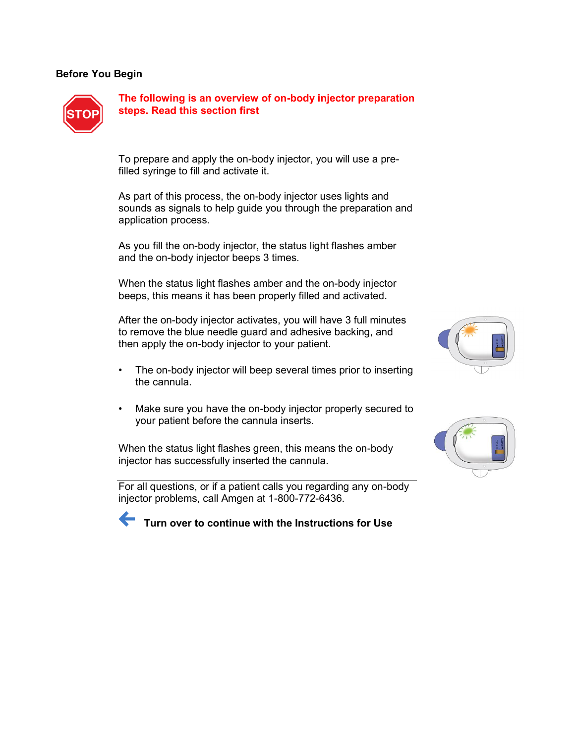## Before You Begin

STOP

**The following is an overview of on-body injector preparation steps. Read this section first**

To prepare and apply the on-body injector, you will use a pre-filled syringe to fill and activate it.

As part of this process, the on-body injector uses lights and sounds as signals to help guide you through the preparation and application process.

As you fill the on-body injector, the status light flashes amber and the on-body injector beeps 3 times.

When the status light flashes amber and the on-body injector beeps, this means it has been properly filled and activated.

After the on-body injector activates, you will have 3 full minutes to remove the blue needle guard and adhesive backing, and then apply the on-body injector to your patient.

- The on-body injector will beep several times prior to inserting the cannula.
- Make sure you have the on-body injector properly secured to your patient before the cannula inserts.

When the status light flashes green, this means the on-body injector has successfully inserted the cannula.

---

For all questions, or if a patient calls you regarding any on-body injector problems, call Amgen at 1-800-772-6436.

**Turn over to continue with the Instructions for Use**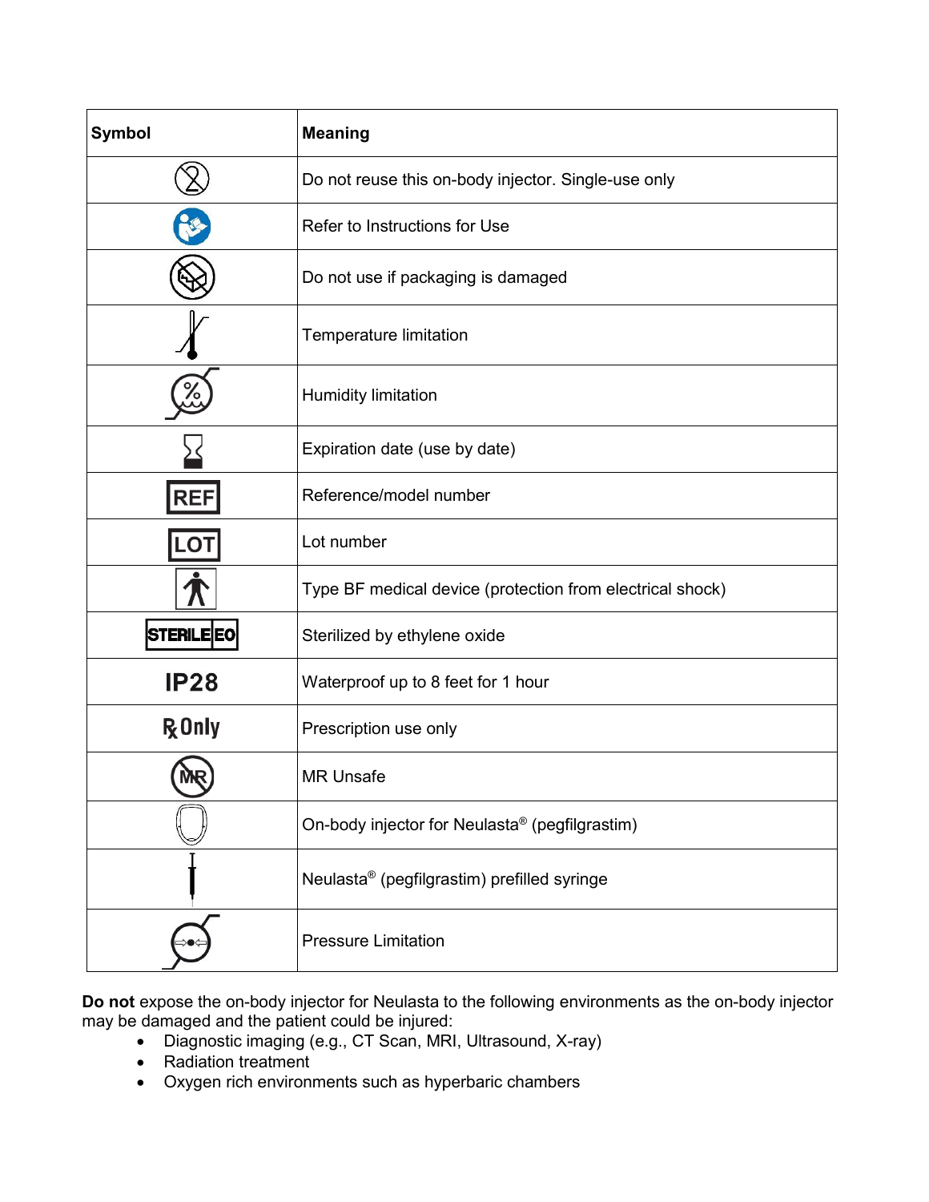| Symbol | Meaning |
|---|---|
|  | Do not reuse this on-body injector. Single-use only |
|  | Refer to Instructions for Use |
|  | Do not use if packaging is damaged |
|  | Temperature limitation |
|  | Humidity limitation |
|  | Expiration date (use by date) |
| REF | Reference/model number |
| LOT | Lot number |
|  | Type BF medical device (protection from electrical shock) |
| STERILE EO | Sterilized by ethylene oxide |
| IP28 | Waterproof up to 8 feet for 1 hour |
| Rx Only | Prescription use only |
| MR | MR Unsafe |
|  | On-body injector for Neulasta® (pegfilgrastim) |
|  | Neulasta® (pegfilgrastim) prefilled syringe |
|  | Pressure Limitation |

**Do not** expose the on-body injector for Neulasta to the following environments as the on-body injector may be damaged and the patient could be injured:

- Diagnostic imaging (e.g., CT Scan, MRI, Ultrasound, X-ray)
- Radiation treatment
- Oxygen rich environments such as hyperbaric chambers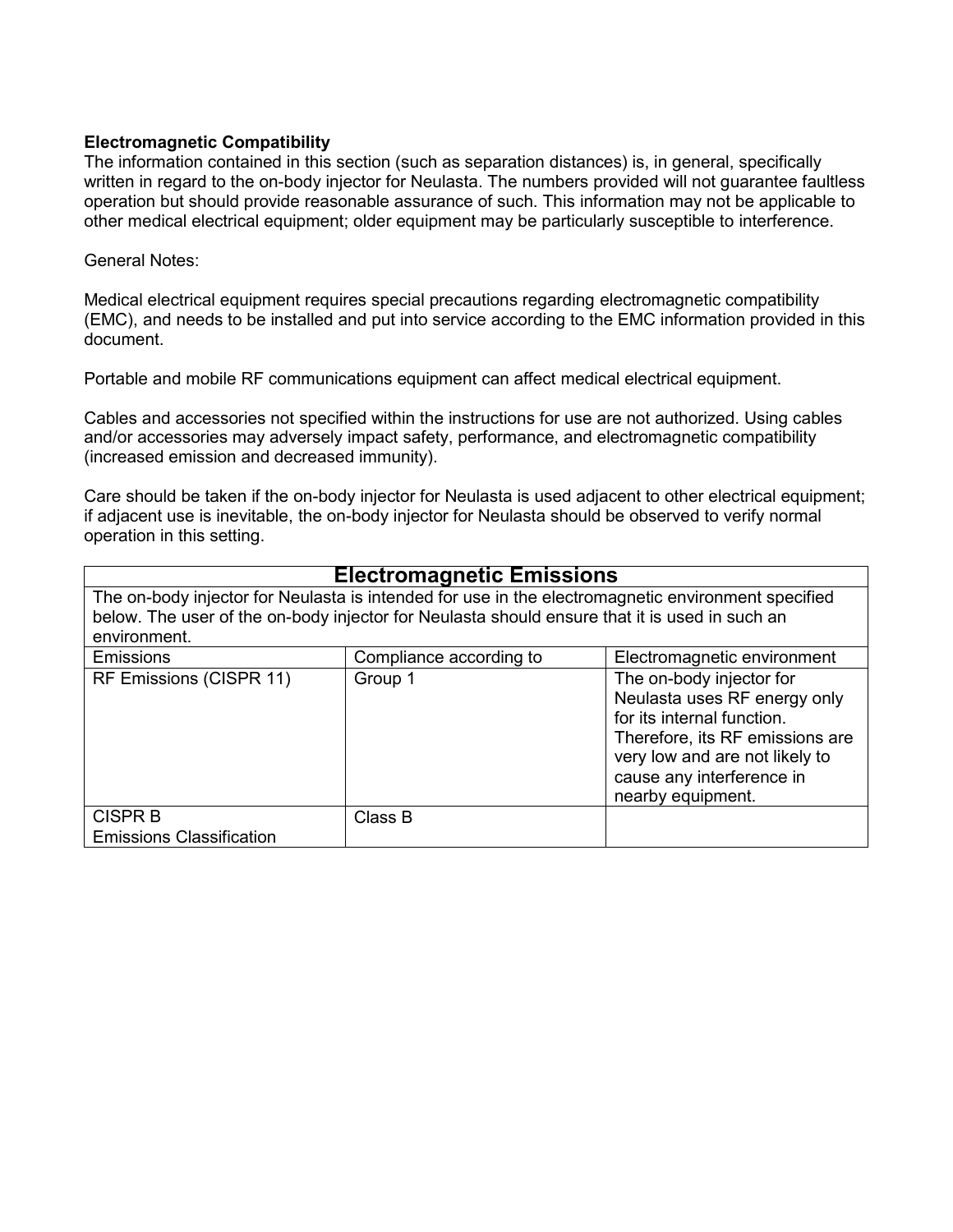**Electromagnetic Compatibility**

The information contained in this section (such as separation distances) is, in general, specifically written in regard to the on-body injector for Neulasta. The numbers provided will not guarantee faultless operation but should provide reasonable assurance of such. This information may not be applicable to other medical electrical equipment; older equipment may be particularly susceptible to interference.

General Notes:

Medical electrical equipment requires special precautions regarding electromagnetic compatibility (EMC), and needs to be installed and put into service according to the EMC information provided in this document.

Portable and mobile RF communications equipment can affect medical electrical equipment.

Cables and accessories not specified within the instructions for use are not authorized. Using cables and/or accessories may adversely impact safety, performance, and electromagnetic compatibility (increased emission and decreased immunity).

Care should be taken if the on-body injector for Neulasta is used adjacent to other electrical equipment; if adjacent use is inevitable, the on-body injector for Neulasta should be observed to verify normal operation in this setting.

| **Electromagnetic Emissions** | | |
|---|---|---|
| The on-body injector for Neulasta is intended for use in the electromagnetic environment specified below. The user of the on-body injector for Neulasta should ensure that it is used in such an environment. | | |
| Emissions | Compliance according to | Electromagnetic environment |
| RF Emissions (CISPR 11) | Group 1 | The on-body injector for Neulasta uses RF energy only for its internal function. Therefore, its RF emissions are very low and are not likely to cause any interference in nearby equipment. |
| CISPR B Emissions Classification | Class B | |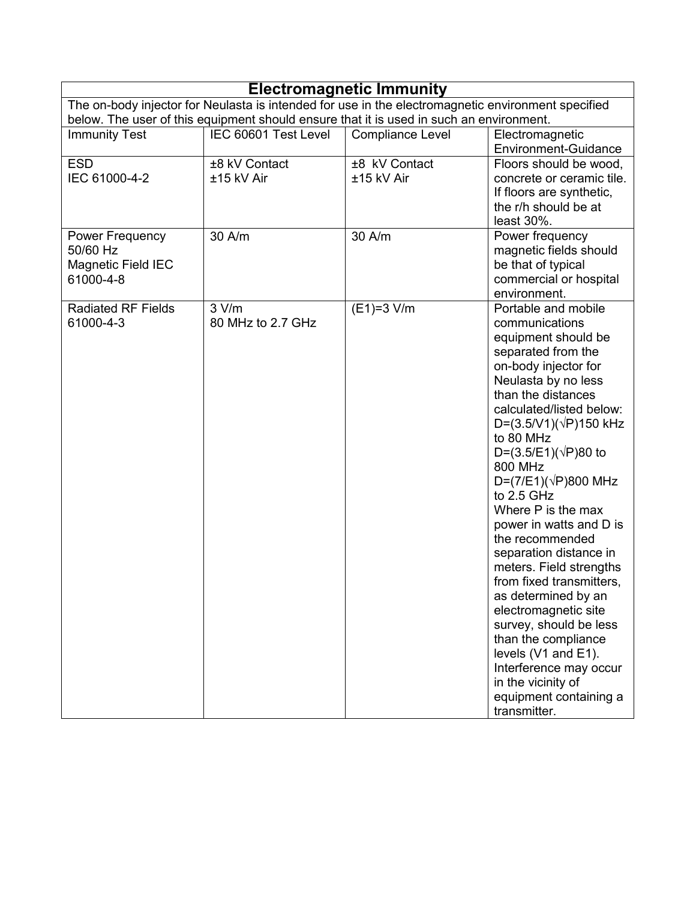## Electromagnetic Immunity

The on-body injector for Neulasta is intended for use in the electromagnetic environment specified below. The user of this equipment should ensure that it is used in such an environment.

| Immunity Test | IEC 60601 Test Level | Compliance Level | Electromagnetic Environment-Guidance |
|---|---|---|---|
| ESD<br>IEC 61000-4-2 | ±8 kV Contact<br>±15 kV Air | ±8 kV Contact<br>±15 kV Air | Floors should be wood, concrete or ceramic tile. If floors are synthetic, the r/h should be at least 30%. |
| Power Frequency 50/60 Hz Magnetic Field IEC 61000-4-8 | 30 A/m | 30 A/m | Power frequency magnetic fields should be that of typical commercial or hospital environment. |
| Radiated RF Fields 61000-4-3 | 3 V/m<br>80 MHz to 2.7 GHz | (E1)=3 V/m | Portable and mobile communications equipment should be separated from the on-body injector for Neulasta by no less than the distances calculated/listed below:<br>$D=(3.5/V1)(\sqrt{P})$ 150 kHz to 80 MHz<br>$D=(3.5/E1)(\sqrt{P})$ 80 to 800 MHz<br>$D=(7/E1)(\sqrt{P})$ 800 MHz to 2.5 GHz<br>Where P is the max power in watts and D is the recommended separation distance in meters. Field strengths from fixed transmitters, as determined by an electromagnetic site survey, should be less than the compliance levels (V1 and E1). Interference may occur in the vicinity of equipment containing a transmitter. |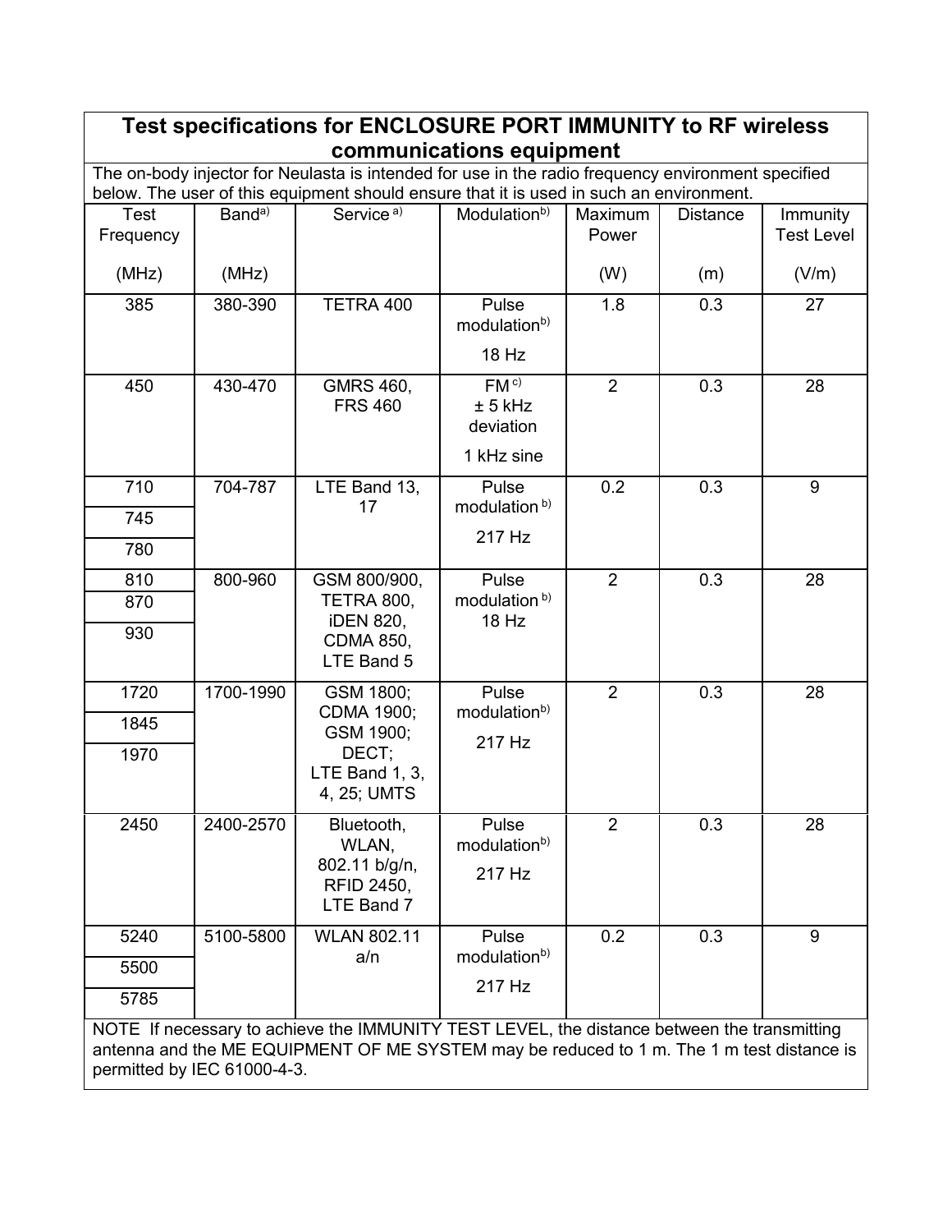## Test specifications for ENCLOSURE PORT IMMUNITY to RF wireless communications equipment

The on-body injector for Neulasta is intended for use in the radio frequency environment specified below. The user of this equipment should ensure that it is used in such an environment.

| Test Frequency (MHz) | Band[a)] (MHz) | Service [a)] | Modulation[b)] | Maximum Power (W) | Distance (m) | Immunity Test Level (V/m) |
|---|---|---|---|---|---|---|
| 385 | 380-390 | TETRA 400 | Pulse modulation[b)] 18 Hz | 1.8 | 0.3 | 27 |
| 450 | 430-470 | GMRS 460, FRS 460 | FM [c)] ± 5 kHz deviation 1 kHz sine | 2 | 0.3 | 28 |
| 710<br>745<br>780 | 704-787 | LTE Band 13, 17 | Pulse modulation [b)] 217 Hz | 0.2 | 0.3 | 9 |
| 810<br>870<br>930 | 800-960 | GSM 800/900, TETRA 800, iDEN 820, CDMA 850, LTE Band 5 | Pulse modulation [b)] 18 Hz | 2 | 0.3 | 28 |
| 1720<br>1845<br>1970 | 1700-1990 | GSM 1800; CDMA 1900; GSM 1900; DECT; LTE Band 1, 3, 4, 25; UMTS | Pulse modulation[b)] 217 Hz | 2 | 0.3 | 28 |
| 2450 | 2400-2570 | Bluetooth, WLAN, 802.11 b/g/n, RFID 2450, LTE Band 7 | Pulse modulation[b)] 217 Hz | 2 | 0.3 | 28 |
| 5240<br>5500<br>5785 | 5100-5800 | WLAN 802.11 a/n | Pulse modulation[b)] 217 Hz | 0.2 | 0.3 | 9 |

NOTE If necessary to achieve the IMMUNITY TEST LEVEL, the distance between the transmitting antenna and the ME EQUIPMENT OF ME SYSTEM may be reduced to 1 m. The 1 m test distance is permitted by IEC 61000-4-3.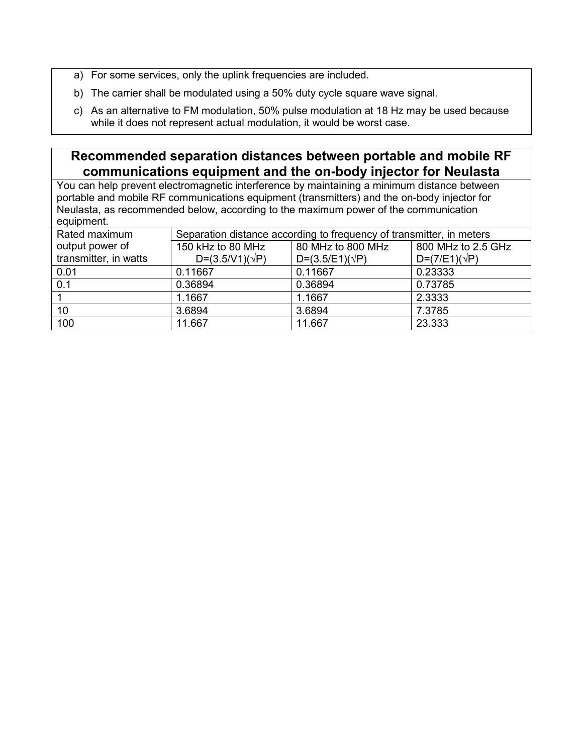a) For some services, only the uplink frequencies are included.

b) The carrier shall be modulated using a 50% duty cycle square wave signal.

c) As an alternative to FM modulation, 50% pulse modulation at 18 Hz may be used because while it does not represent actual modulation, it would be worst case.

## Recommended separation distances between portable and mobile RF communications equipment and the on-body injector for Neulasta

You can help prevent electromagnetic interference by maintaining a minimum distance between portable and mobile RF communications equipment (transmitters) and the on-body injector for Neulasta, as recommended below, according to the maximum power of the communication equipment.

| Rated maximum output power of transmitter, in watts | Separation distance according to frequency of transmitter, in meters | | |
|---|---|---|---|
| | 150 kHz to 80 MHz $D=(3.5/V1)(\sqrt{P})$ | 80 MHz to 800 MHz $D=(3.5/E1)(\sqrt{P})$ | 800 MHz to 2.5 GHz $D=(7/E1)(\sqrt{P})$ |
| 0.01 | 0.11667 | 0.11667 | 0.23333 |
| 0.1 | 0.36894 | 0.36894 | 0.73785 |
| 1 | 1.1667 | 1.1667 | 2.3333 |
| 10 | 3.6894 | 3.6894 | 7.3785 |
| 100 | 11.667 | 11.667 | 23.333 |